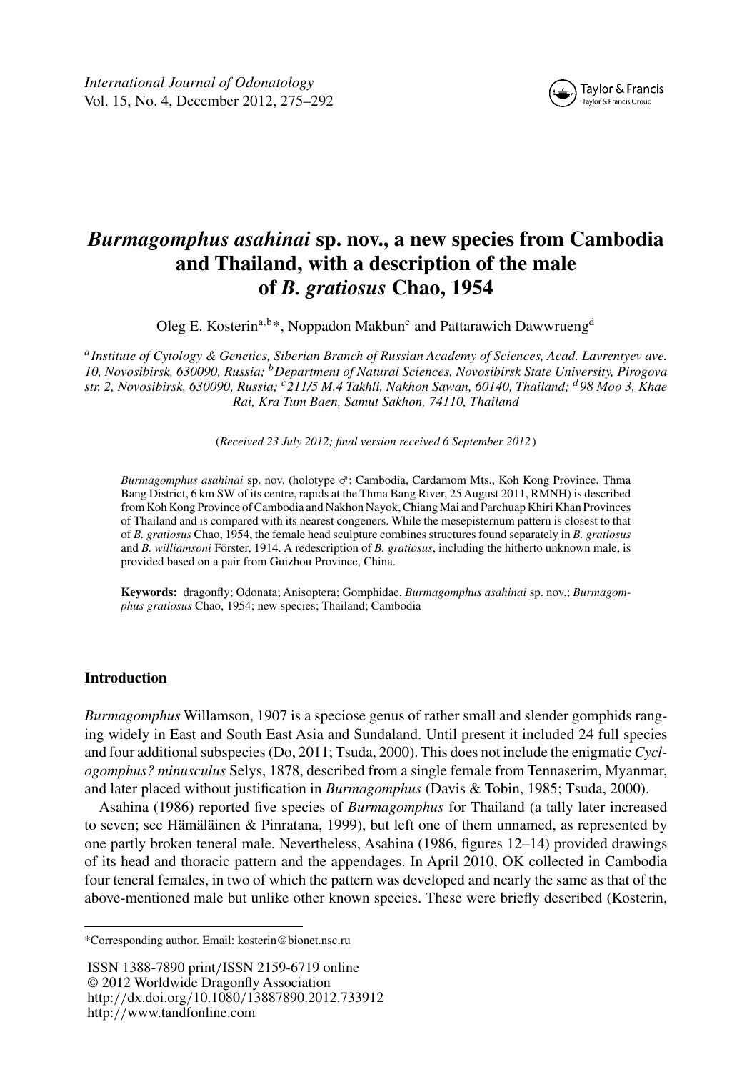# *Burmagomphus asahinai* sp. nov., a new species from Cambodia and Thailand, with a description of the male of *B. gratiosus* Chao, 1954

Oleg E. Kosterin[a,b]*, Noppadon Makbun[c] and Pattarawich Dawwrueng[d]

[a] *Institute of Cytology & Genetics, Siberian Branch of Russian Academy of Sciences, Acad. Lavrentyev ave. 10, Novosibirsk, 630090, Russia;* [b] *Department of Natural Sciences, Novosibirsk State University, Pirogova str. 2, Novosibirsk, 630090, Russia;* [c] *211/5 M.4 Takhli, Nakhon Sawan, 60140, Thailand;* [d] *98 Moo 3, Khae Rai, Kra Tum Baen, Samut Sakhon, 74110, Thailand*

(*Received 23 July 2012; final version received 6 September 2012*)

*Burmagomphus asahinai* sp. nov. (holotype ♂: Cambodia, Cardamom Mts., Koh Kong Province, Thma Bang District, 6 km SW of its centre, rapids at the Thma Bang River, 25 August 2011, RMNH) is described from Koh Kong Province of Cambodia and Nakhon Nayok, Chiang Mai and Parchuap Khiri Khan Provinces of Thailand and is compared with its nearest congeners. While the mesepisternum pattern is closest to that of *B. gratiosus* Chao, 1954, the female head sculpture combines structures found separately in *B. gratiosus* and *B. williamsoni* Förster, 1914. A redescription of *B. gratiosus*, including the hitherto unknown male, is provided based on a pair from Guizhou Province, China.

**Keywords:** dragonfly; Odonata; Anisoptera; Gomphidae, *Burmagomphus asahinai* sp. nov.; *Burmagomphus gratiosus* Chao, 1954; new species; Thailand; Cambodia

## Introduction

*Burmagomphus* Willamson, 1907 is a speciose genus of rather small and slender gomphids ranging widely in East and South East Asia and Sundaland. Until present it included 24 full species and four additional subspecies (Do, 2011; Tsuda, 2000). This does not include the enigmatic *Cyclogomphus? minusculus* Selys, 1878, described from a single female from Tennaserim, Myanmar, and later placed without justification in *Burmagomphus* (Davis & Tobin, 1985; Tsuda, 2000).

Asahina (1986) reported five species of *Burmagomphus* for Thailand (a tally later increased to seven; see Hämäläinen & Pinratana, 1999), but left one of them unnamed, as represented by one partly broken teneral male. Nevertheless, Asahina (1986, figures 12–14) provided drawings of its head and thoracic pattern and the appendages. In April 2010, OK collected in Cambodia four teneral females, in two of which the pattern was developed and nearly the same as that of the above-mentioned male but unlike other known species. These were briefly described (Kosterin,

*Corresponding author. Email: kosterin@bionet.nsc.ru

ISSN 1388-7890 print/ISSN 2159-6719 online
© 2012 Worldwide Dragonfly Association
http://dx.doi.org/10.1080/13887890.2012.733912
http://www.tandfonline.com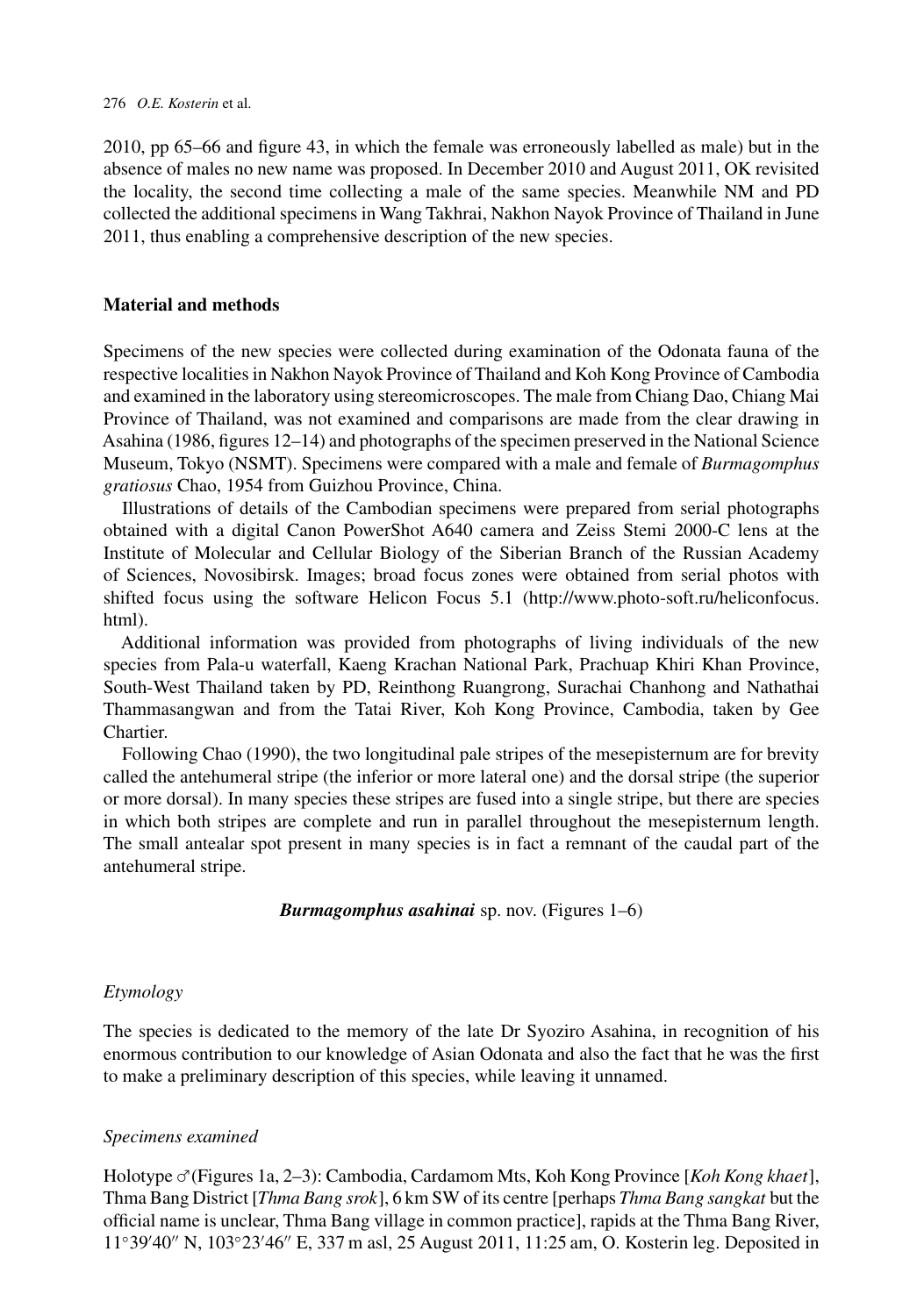2010, pp 65–66 and figure 43, in which the female was erroneously labelled as male) but in the absence of males no new name was proposed. In December 2010 and August 2011, OK revisited the locality, the second time collecting a male of the same species. Meanwhile NM and PD collected the additional specimens in Wang Takhrai, Nakhon Nayok Province of Thailand in June 2011, thus enabling a comprehensive description of the new species.

## Material and methods

Specimens of the new species were collected during examination of the Odonata fauna of the respective localities in Nakhon Nayok Province of Thailand and Koh Kong Province of Cambodia and examined in the laboratory using stereomicroscopes. The male from Chiang Dao, Chiang Mai Province of Thailand, was not examined and comparisons are made from the clear drawing in Asahina (1986, figures 12–14) and photographs of the specimen preserved in the National Science Museum, Tokyo (NSMT). Specimens were compared with a male and female of *Burmagomphus gratiosus* Chao, 1954 from Guizhou Province, China.

Illustrations of details of the Cambodian specimens were prepared from serial photographs obtained with a digital Canon PowerShot A640 camera and Zeiss Stemi 2000-C lens at the Institute of Molecular and Cellular Biology of the Siberian Branch of the Russian Academy of Sciences, Novosibirsk. Images; broad focus zones were obtained from serial photos with shifted focus using the software Helicon Focus 5.1 (http://www.photo-soft.ru/heliconfocus.html).

Additional information was provided from photographs of living individuals of the new species from Pala-u waterfall, Kaeng Krachan National Park, Prachuap Khiri Khan Province, South-West Thailand taken by PD, Reinthong Ruangrong, Surachai Chanhong and Nathathai Thammasangwan and from the Tatai River, Koh Kong Province, Cambodia, taken by Gee Chartier.

Following Chao (1990), the two longitudinal pale stripes of the mesepisternum are for brevity called the antehumeral stripe (the inferior or more lateral one) and the dorsal stripe (the superior or more dorsal). In many species these stripes are fused into a single stripe, but there are species in which both stripes are complete and run in parallel throughout the mesepisternum length. The small antealar spot present in many species is in fact a remnant of the caudal part of the antehumeral stripe.

***Burmagomphus asahinai*** **sp. nov.** (Figures 1–6)

### *Etymology*

The species is dedicated to the memory of the late Dr Syoziro Asahina, in recognition of his enormous contribution to our knowledge of Asian Odonata and also the fact that he was the first to make a preliminary description of this species, while leaving it unnamed.

### *Specimens examined*

Holotype ♂ (Figures 1a, 2–3): Cambodia, Cardamom Mts, Koh Kong Province [*Koh Kong khaet*], Thma Bang District [*Thma Bang srok*], 6 km SW of its centre [perhaps *Thma Bang sangkat* but the official name is unclear, Thma Bang village in common practice], rapids at the Thma Bang River, 11°39′40″ N, 103°23′46″ E, 337 m asl, 25 August 2011, 11:25 am, O. Kosterin leg. Deposited in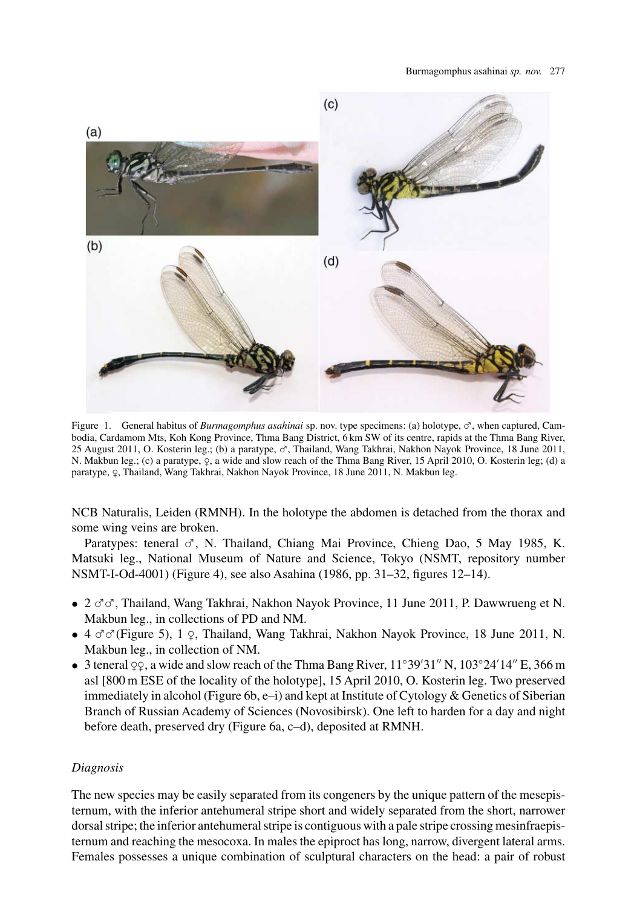Figure 1. General habitus of *Burmagomphus asahinai* sp. nov. type specimens: (a) holotype, ♂, when captured, Cambodia, Cardamom Mts, Koh Kong Province, Thma Bang District, 6 km SW of its centre, rapids at the Thma Bang River, 25 August 2011, O. Kosterin leg.; (b) a paratype, ♂, Thailand, Wang Takhrai, Nakhon Nayok Province, 18 June 2011, N. Makbun leg.; (c) a paratype, ♀, a wide and slow reach of the Thma Bang River, 15 April 2010, O. Kosterin leg; (d) a paratype, ♀, Thailand, Wang Takhrai, Nakhon Nayok Province, 18 June 2011, N. Makbun leg.

NCB Naturalis, Leiden (RMNH). In the holotype the abdomen is detached from the thorax and some wing veins are broken.

Paratypes: teneral ♂, N. Thailand, Chiang Mai Province, Chieng Dao, 5 May 1985, K. Matsuki leg., National Museum of Nature and Science, Tokyo (NSMT, repository number NSMT-I-Od-4001) (Figure 4), see also Asahina (1986, pp. 31–32, figures 12–14).

- 2 ♂♂, Thailand, Wang Takhrai, Nakhon Nayok Province, 11 June 2011, P. Dawwrueng et N. Makbun leg., in collections of PD and NM.
- 4 ♂♂ (Figure 5), 1 ♀, Thailand, Wang Takhrai, Nakhon Nayok Province, 18 June 2011, N. Makbun leg., in collection of NM.
- 3 teneral ♀♀, a wide and slow reach of the Thma Bang River, 11°39′31″ N, 103°24′14″ E, 366 m asl [800 m ESE of the locality of the holotype], 15 April 2010, O. Kosterin leg. Two preserved immediately in alcohol (Figure 6b, e–i) and kept at Institute of Cytology & Genetics of Siberian Branch of Russian Academy of Sciences (Novosibirsk). One left to harden for a day and night before death, preserved dry (Figure 6a, c–d), deposited at RMNH.

### *Diagnosis*

The new species may be easily separated from its congeners by the unique pattern of the mesepisternum, with the inferior antehumeral stripe short and widely separated from the short, narrower dorsal stripe; the inferior antehumeral stripe is contiguous with a pale stripe crossing mesinfraepisternum and reaching the mesocoxa. In males the epiproct has long, narrow, divergent lateral arms. Females possesses a unique combination of sculptural characters on the head: a pair of robust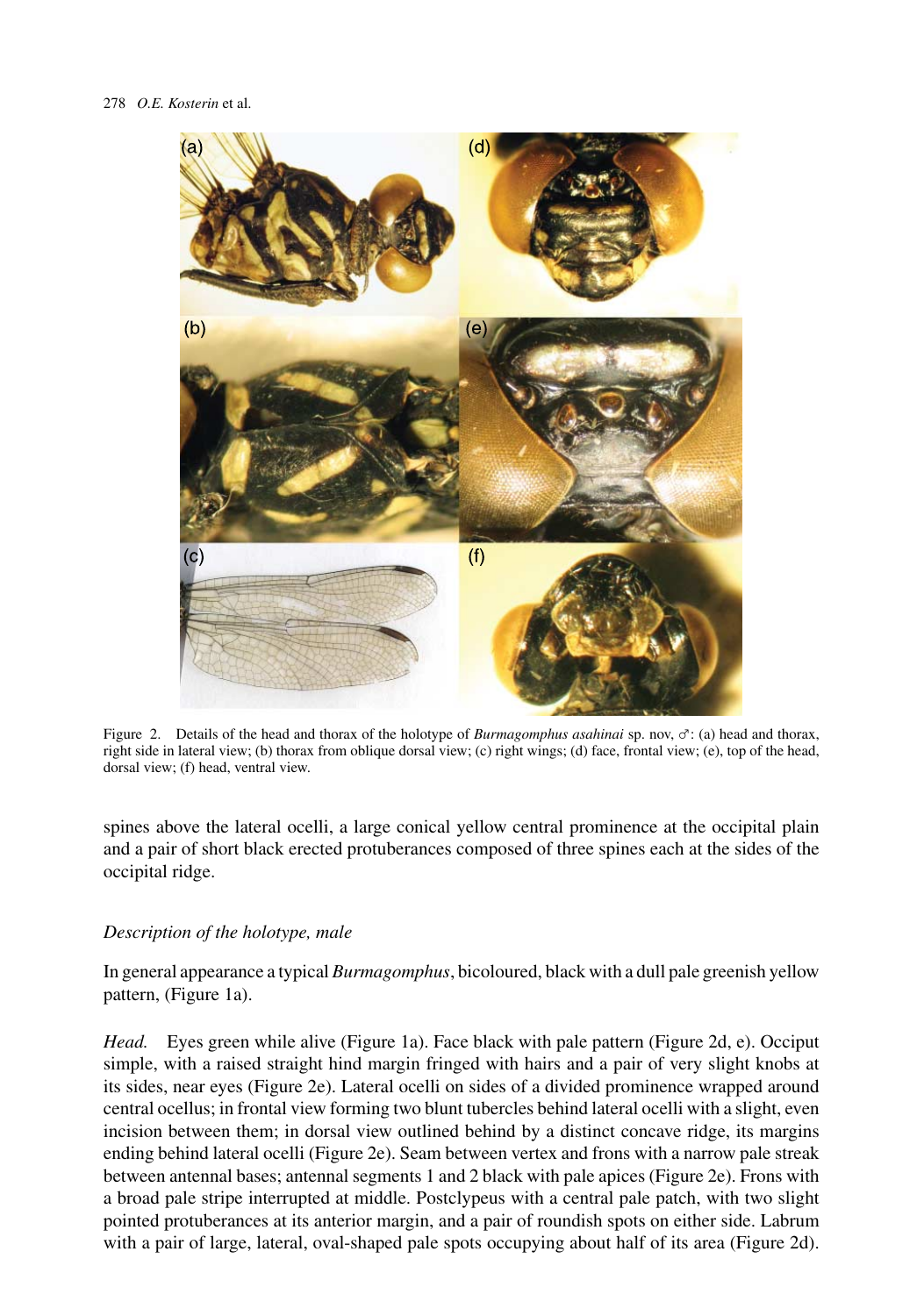Figure 2. Details of the head and thorax of the holotype of *Burmagomphus asahinai* sp. nov, ♂: (a) head and thorax, right side in lateral view; (b) thorax from oblique dorsal view; (c) right wings; (d) face, frontal view; (e), top of the head, dorsal view; (f) head, ventral view.

spines above the lateral ocelli, a large conical yellow central prominence at the occipital plain and a pair of short black erected protuberances composed of three spines each at the sides of the occipital ridge.

### *Description of the holotype, male*

In general appearance a typical *Burmagomphus*, bicoloured, black with a dull pale greenish yellow pattern, (Figure 1a).

*Head.* Eyes green while alive (Figure 1a). Face black with pale pattern (Figure 2d, e). Occiput simple, with a raised straight hind margin fringed with hairs and a pair of very slight knobs at its sides, near eyes (Figure 2e). Lateral ocelli on sides of a divided prominence wrapped around central ocellus; in frontal view forming two blunt tubercles behind lateral ocelli with a slight, even incision between them; in dorsal view outlined behind by a distinct concave ridge, its margins ending behind lateral ocelli (Figure 2e). Seam between vertex and frons with a narrow pale streak between antennal bases; antennal segments 1 and 2 black with pale apices (Figure 2e). Frons with a broad pale stripe interrupted at middle. Postclypeus with a central pale patch, with two slight pointed protuberances at its anterior margin, and a pair of roundish spots on either side. Labrum with a pair of large, lateral, oval-shaped pale spots occupying about half of its area (Figure 2d).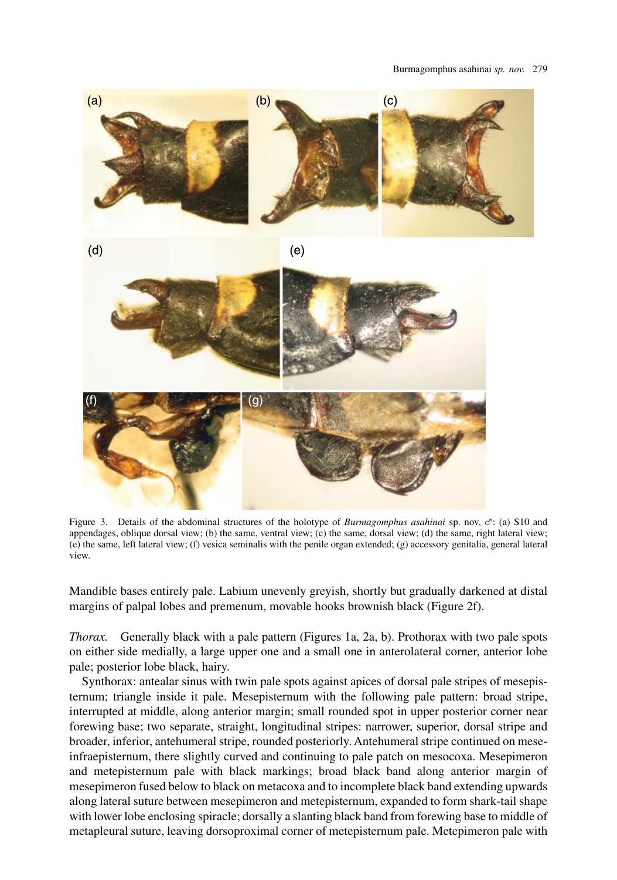Figure 3. Details of the abdominal structures of the holotype of *Burmagomphus asahinai* sp. nov, ♂: (a) S10 and appendages, oblique dorsal view; (b) the same, ventral view; (c) the same, dorsal view; (d) the same, right lateral view; (e) the same, left lateral view; (f) vesica seminalis with the penile organ extended; (g) accessory genitalia, general lateral view.

Mandible bases entirely pale. Labium unevenly greyish, shortly but gradually darkened at distal margins of palpal lobes and premenum, movable hooks brownish black (Figure 2f).

*Thorax.* Generally black with a pale pattern (Figures 1a, 2a, b). Prothorax with two pale spots on either side medially, a large upper one and a small one in anterolateral corner, anterior lobe pale; posterior lobe black, hairy.

Synthorax: antealar sinus with twin pale spots against apices of dorsal pale stripes of mesepisternum; triangle inside it pale. Mesepisternum with the following pale pattern: broad stripe, interrupted at middle, along anterior margin; small rounded spot in upper posterior corner near forewing base; two separate, straight, longitudinal stripes: narrower, superior, dorsal stripe and broader, inferior, antehumeral stripe, rounded posteriorly. Antehumeral stripe continued on mese-infraepisternum, there slightly curved and continuing to pale patch on mesocoxa. Mesepimeron and metepisternum pale with black markings; broad black band along anterior margin of mesepimeron fused below to black on metacoxa and to incomplete black band extending upwards along lateral suture between mesepimeron and metepisternum, expanded to form shark-tail shape with lower lobe enclosing spiracle; dorsally a slanting black band from forewing base to middle of metapleural suture, leaving dorsoproximal corner of metepisternum pale. Metepimeron pale with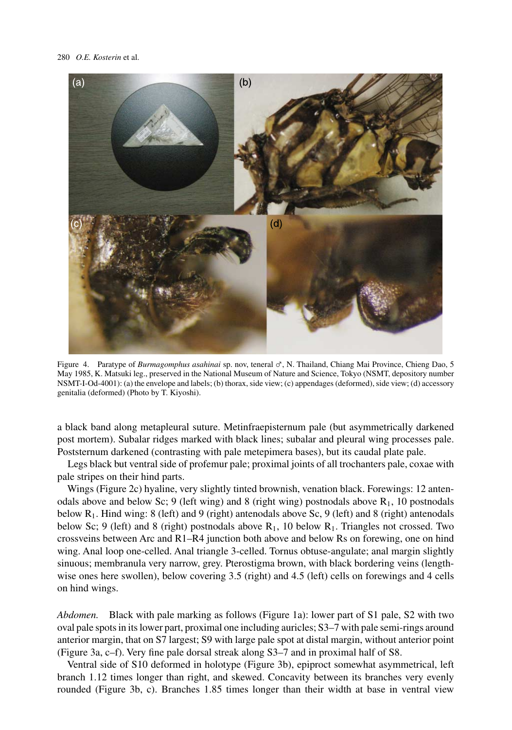Figure 4. Paratype of *Burmagomphus asahinai* sp. nov, teneral ♂, N. Thailand, Chiang Mai Province, Chieng Dao, 5 May 1985, K. Matsuki leg., preserved in the National Museum of Nature and Science, Tokyo (NSMT, depository number NSMT-I-Od-4001): (a) the envelope and labels; (b) thorax, side view; (c) appendages (deformed), side view; (d) accessory genitalia (deformed) (Photo by T. Kiyoshi).

a black band along metapleural suture. Metinfraepisternum pale (but asymmetrically darkened post mortem). Subalar ridges marked with black lines; subalar and pleural wing processes pale. Poststernum darkened (contrasting with pale metepimera bases), but its caudal plate pale.

Legs black but ventral side of profemur pale; proximal joints of all trochanters pale, coxae with pale stripes on their hind parts.

Wings (Figure 2c) hyaline, very slightly tinted brownish, venation black. Forewings: 12 antenodals above and below Sc; 9 (left wing) and 8 (right wing) postnodals above $R_1$, 10 postnodals below $R_1$. Hind wing: 8 (left) and 9 (right) antenodals above Sc, 9 (left) and 8 (right) antenodals below Sc; 9 (left) and 8 (right) postnodals above $R_1$, 10 below $R_1$. Triangles not crossed. Two crossveins between Arc and R1–R4 junction both above and below Rs on forewing, one on hind wing. Anal loop one-celled. Anal triangle 3-celled. Tornus obtuse-angulate; anal margin slightly sinuous; membranula very narrow, grey. Pterostigma brown, with black bordering veins (lengthwise ones here swollen), below covering 3.5 (right) and 4.5 (left) cells on forewings and 4 cells on hind wings.

*Abdomen.* Black with pale marking as follows (Figure 1a): lower part of S1 pale, S2 with two oval pale spots in its lower part, proximal one including auricles; S3–7 with pale semi-rings around anterior margin, that on S7 largest; S9 with large pale spot at distal margin, without anterior point (Figure 3a, c–f). Very fine pale dorsal streak along S3–7 and in proximal half of S8.

Ventral side of S10 deformed in holotype (Figure 3b), epiproct somewhat asymmetrical, left branch 1.12 times longer than right, and skewed. Concavity between its branches very evenly rounded (Figure 3b, c). Branches 1.85 times longer than their width at base in ventral view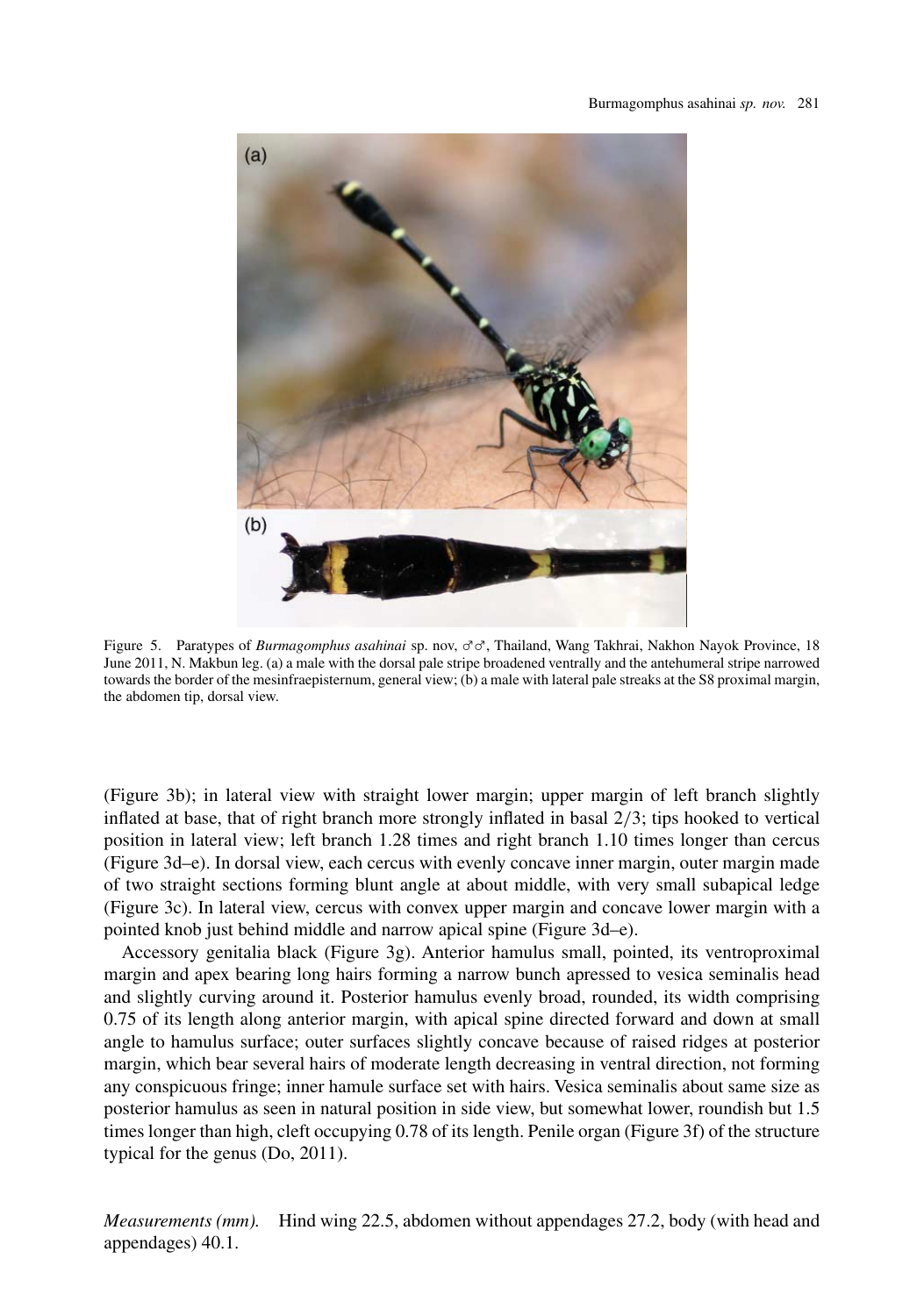Figure 5. Paratypes of *Burmagomphus asahinai* sp. nov, ♂♂, Thailand, Wang Takhrai, Nakhon Nayok Province, 18 June 2011, N. Makbun leg. (a) a male with the dorsal pale stripe broadened ventrally and the antehumeral stripe narrowed towards the border of the mesinfraepisternum, general view; (b) a male with lateral pale streaks at the S8 proximal margin, the abdomen tip, dorsal view.

(Figure 3b); in lateral view with straight lower margin; upper margin of left branch slightly inflated at base, that of right branch more strongly inflated in basal 2/3; tips hooked to vertical position in lateral view; left branch 1.28 times and right branch 1.10 times longer than cercus (Figure 3d–e). In dorsal view, each cercus with evenly concave inner margin, outer margin made of two straight sections forming blunt angle at about middle, with very small subapical ledge (Figure 3c). In lateral view, cercus with convex upper margin and concave lower margin with a pointed knob just behind middle and narrow apical spine (Figure 3d–e).

Accessory genitalia black (Figure 3g). Anterior hamulus small, pointed, its ventroproximal margin and apex bearing long hairs forming a narrow bunch apressed to vesica seminalis head and slightly curving around it. Posterior hamulus evenly broad, rounded, its width comprising 0.75 of its length along anterior margin, with apical spine directed forward and down at small angle to hamulus surface; outer surfaces slightly concave because of raised ridges at posterior margin, which bear several hairs of moderate length decreasing in ventral direction, not forming any conspicuous fringe; inner hamule surface set with hairs. Vesica seminalis about same size as posterior hamulus as seen in natural position in side view, but somewhat lower, roundish but 1.5 times longer than high, cleft occupying 0.78 of its length. Penile organ (Figure 3f) of the structure typical for the genus (Do, 2011).

*Measurements (mm).* Hind wing 22.5, abdomen without appendages 27.2, body (with head and appendages) 40.1.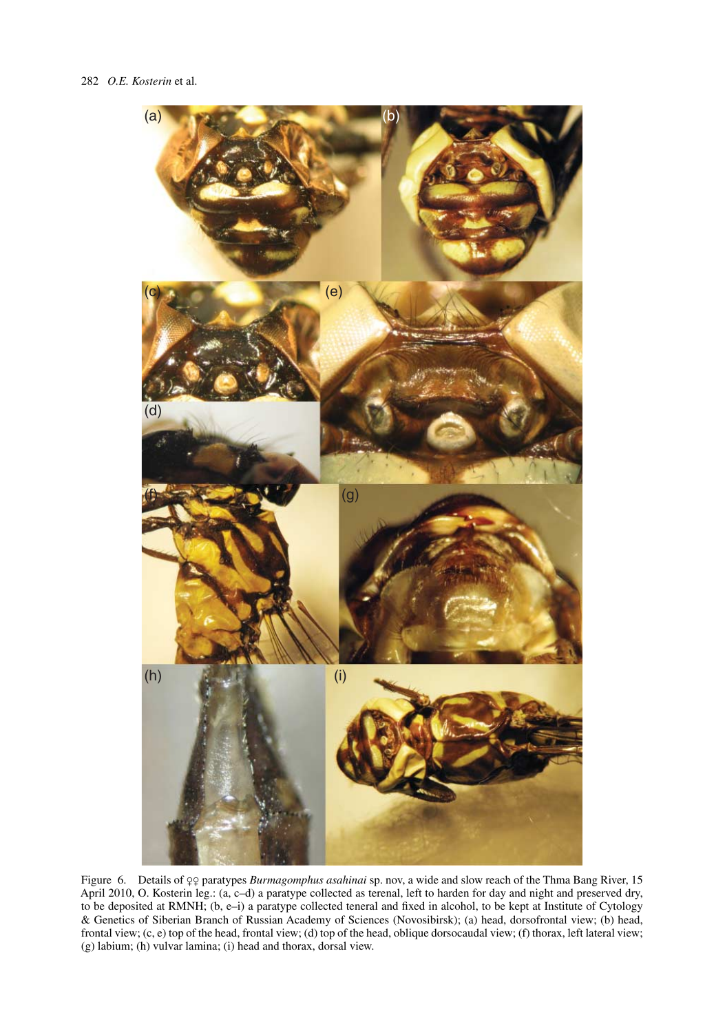(a)

(b)

(c)

(e)

(d)

(f)

(g)

(h)

(i)

Figure 6. Details of ♀♀ paratypes *Burmagomphus asahinai* sp. nov, a wide and slow reach of the Thma Bang River, 15 April 2010, O. Kosterin leg.: (a, c–d) a paratype collected as terenal, left to harden for day and night and preserved dry, to be deposited at RMNH; (b, e–i) a paratype collected teneral and fixed in alcohol, to be kept at Institute of Cytology & Genetics of Siberian Branch of Russian Academy of Sciences (Novosibirsk); (a) head, dorsofrontal view; (b) head, frontal view; (c, e) top of the head, frontal view; (d) top of the head, oblique dorsocaudal view; (f) thorax, left lateral view; (g) labium; (h) vulvar lamina; (i) head and thorax, dorsal view.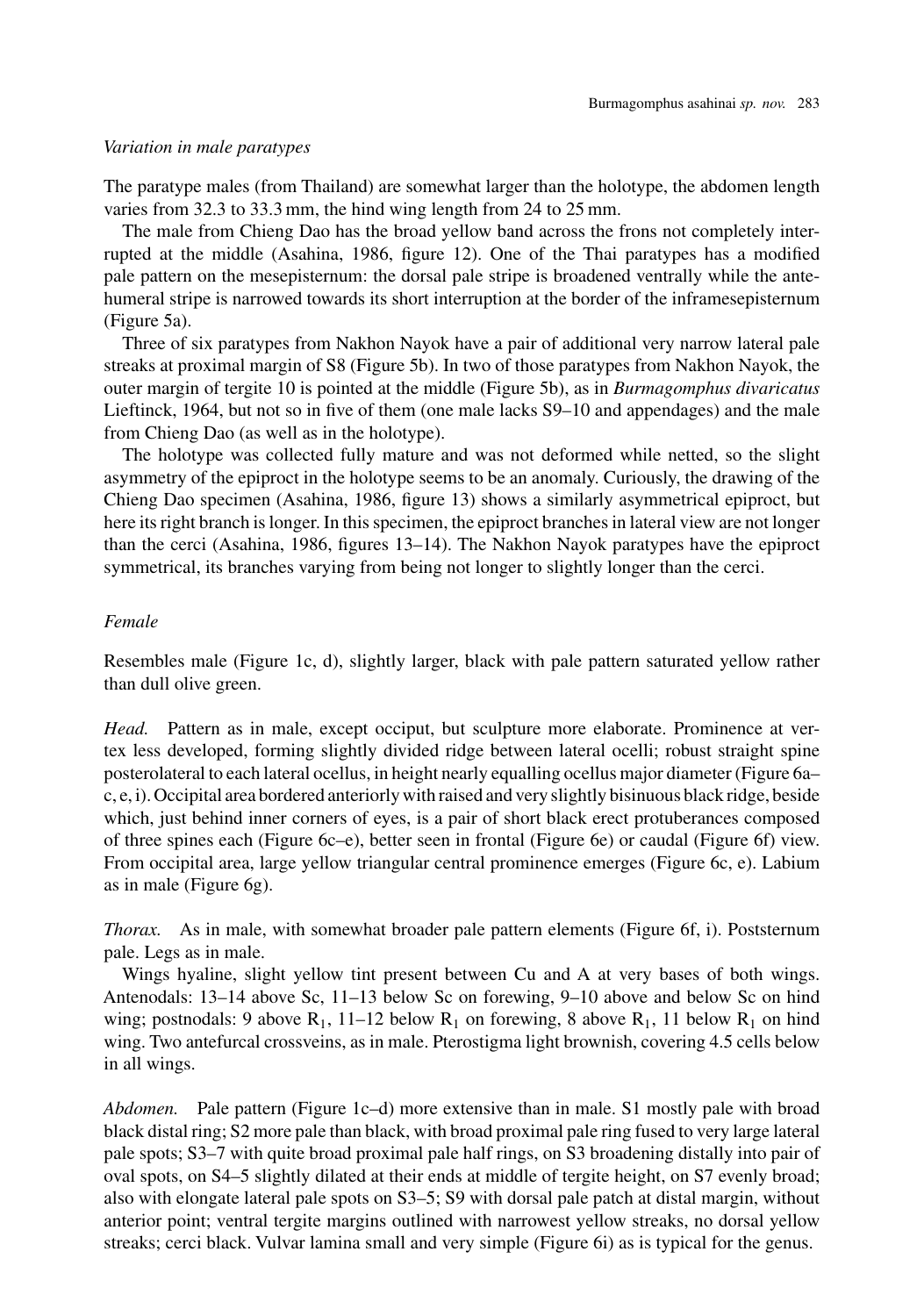*Variation in male paratypes*

The paratype males (from Thailand) are somewhat larger than the holotype, the abdomen length varies from 32.3 to 33.3 mm, the hind wing length from 24 to 25 mm.

The male from Chieng Dao has the broad yellow band across the frons not completely interrupted at the middle (Asahina, 1986, figure 12). One of the Thai paratypes has a modified pale pattern on the mesepisternum: the dorsal pale stripe is broadened ventrally while the antehumeral stripe is narrowed towards its short interruption at the border of the inframesepisternum (Figure 5a).

Three of six paratypes from Nakhon Nayok have a pair of additional very narrow lateral pale streaks at proximal margin of S8 (Figure 5b). In two of those paratypes from Nakhon Nayok, the outer margin of tergite 10 is pointed at the middle (Figure 5b), as in *Burmagomphus divaricatus* Lieftinck, 1964, but not so in five of them (one male lacks S9–10 and appendages) and the male from Chieng Dao (as well as in the holotype).

The holotype was collected fully mature and was not deformed while netted, so the slight asymmetry of the epiproct in the holotype seems to be an anomaly. Curiously, the drawing of the Chieng Dao specimen (Asahina, 1986, figure 13) shows a similarly asymmetrical epiproct, but here its right branch is longer. In this specimen, the epiproct branches in lateral view are not longer than the cerci (Asahina, 1986, figures 13–14). The Nakhon Nayok paratypes have the epiproct symmetrical, its branches varying from being not longer to slightly longer than the cerci.

*Female*

Resembles male (Figure 1c, d), slightly larger, black with pale pattern saturated yellow rather than dull olive green.

*Head.* Pattern as in male, except occiput, but sculpture more elaborate. Prominence at vertex less developed, forming slightly divided ridge between lateral ocelli; robust straight spine posterolateral to each lateral ocellus, in height nearly equalling ocellus major diameter (Figure 6a–c, e, i). Occipital area bordered anteriorly with raised and very slightly bisinuous black ridge, beside which, just behind inner corners of eyes, is a pair of short black erect protuberances composed of three spines each (Figure 6c–e), better seen in frontal (Figure 6e) or caudal (Figure 6f) view. From occipital area, large yellow triangular central prominence emerges (Figure 6c, e). Labium as in male (Figure 6g).

*Thorax.* As in male, with somewhat broader pale pattern elements (Figure 6f, i). Poststernum pale. Legs as in male.

Wings hyaline, slight yellow tint present between Cu and A at very bases of both wings. Antenodals: 13–14 above Sc, 11–13 below Sc on forewing, 9–10 above and below Sc on hind wing; postnodals: 9 above $R_1$, 11–12 below $R_1$ on forewing, 8 above $R_1$, 11 below $R_1$ on hind wing. Two antefurcal crossveins, as in male. Pterostigma light brownish, covering 4.5 cells below in all wings.

*Abdomen.* Pale pattern (Figure 1c–d) more extensive than in male. S1 mostly pale with broad black distal ring; S2 more pale than black, with broad proximal pale ring fused to very large lateral pale spots; S3–7 with quite broad proximal pale half rings, on S3 broadening distally into pair of oval spots, on S4–5 slightly dilated at their ends at middle of tergite height, on S7 evenly broad; also with elongate lateral pale spots on S3–5; S9 with dorsal pale patch at distal margin, without anterior point; ventral tergite margins outlined with narrowest yellow streaks, no dorsal yellow streaks; cerci black. Vulvar lamina small and very simple (Figure 6i) as is typical for the genus.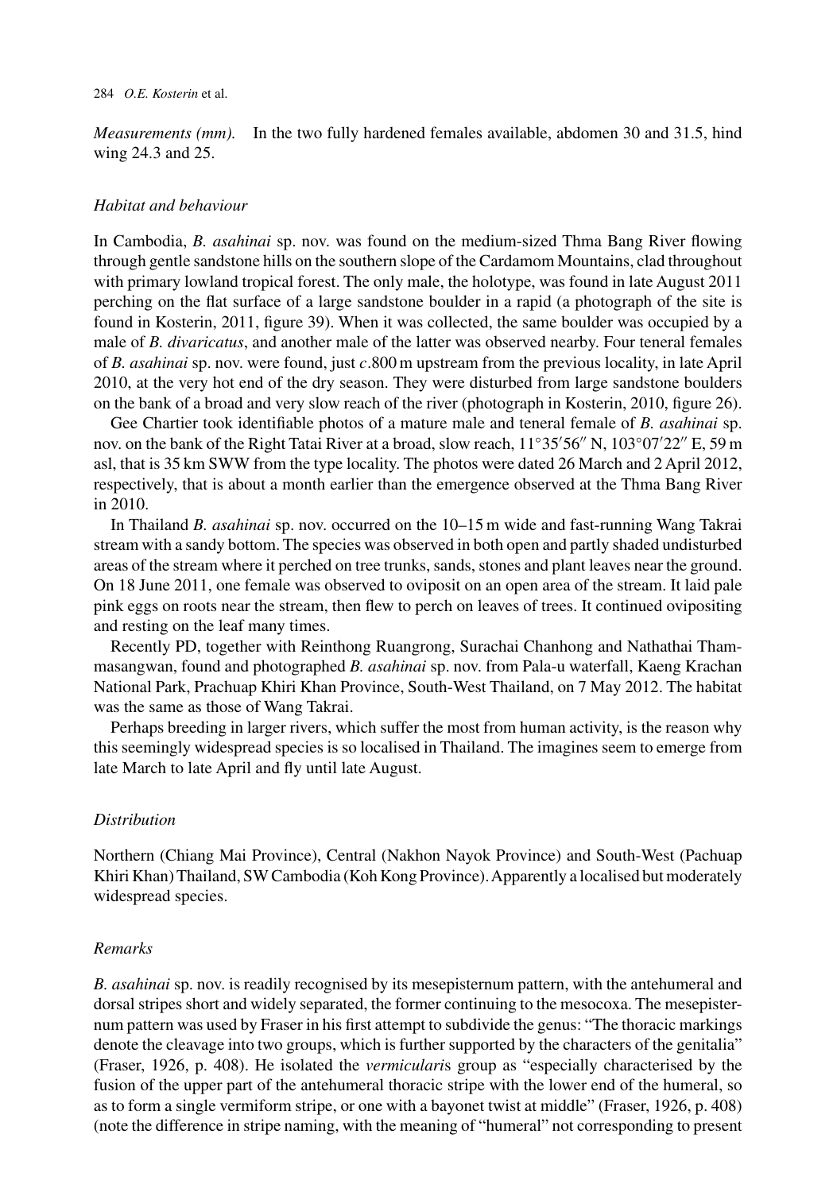*Measurements (mm).* In the two fully hardened females available, abdomen 30 and 31.5, hind wing 24.3 and 25.

### *Habitat and behaviour*

In Cambodia, *B. asahinai* sp. nov. was found on the medium-sized Thma Bang River flowing through gentle sandstone hills on the southern slope of the Cardamom Mountains, clad throughout with primary lowland tropical forest. The only male, the holotype, was found in late August 2011 perching on the flat surface of a large sandstone boulder in a rapid (a photograph of the site is found in Kosterin, 2011, figure 39). When it was collected, the same boulder was occupied by a male of *B. divaricatus*, and another male of the latter was observed nearby. Four teneral females of *B. asahinai* sp. nov. were found, just *c*.800 m upstream from the previous locality, in late April 2010, at the very hot end of the dry season. They were disturbed from large sandstone boulders on the bank of a broad and very slow reach of the river (photograph in Kosterin, 2010, figure 26).

Gee Chartier took identifiable photos of a mature male and teneral female of *B. asahinai* sp. nov. on the bank of the Right Tatai River at a broad, slow reach, 11°35′56″ N, 103°07′22″ E, 59 m asl, that is 35 km SWW from the type locality. The photos were dated 26 March and 2 April 2012, respectively, that is about a month earlier than the emergence observed at the Thma Bang River in 2010.

In Thailand *B. asahinai* sp. nov. occurred on the 10–15 m wide and fast-running Wang Takrai stream with a sandy bottom. The species was observed in both open and partly shaded undisturbed areas of the stream where it perched on tree trunks, sands, stones and plant leaves near the ground. On 18 June 2011, one female was observed to oviposit on an open area of the stream. It laid pale pink eggs on roots near the stream, then flew to perch on leaves of trees. It continued ovipositing and resting on the leaf many times.

Recently PD, together with Reinthong Ruangrong, Surachai Chanhong and Nathathai Thammasangwan, found and photographed *B. asahinai* sp. nov. from Pala-u waterfall, Kaeng Krachan National Park, Prachuap Khiri Khan Province, South-West Thailand, on 7 May 2012. The habitat was the same as those of Wang Takrai.

Perhaps breeding in larger rivers, which suffer the most from human activity, is the reason why this seemingly widespread species is so localised in Thailand. The imagines seem to emerge from late March to late April and fly until late August.

### *Distribution*

Northern (Chiang Mai Province), Central (Nakhon Nayok Province) and South-West (Pachuap Khiri Khan) Thailand, SW Cambodia (Koh Kong Province). Apparently a localised but moderately widespread species.

### *Remarks*

*B. asahinai* sp. nov. is readily recognised by its mesepisternum pattern, with the antehumeral and dorsal stripes short and widely separated, the former continuing to the mesocoxa. The mesepisternum pattern was used by Fraser in his first attempt to subdivide the genus: "The thoracic markings denote the cleavage into two groups, which is further supported by the characters of the genitalia" (Fraser, 1926, p. 408). He isolated the *vermicularis* group as "especially characterised by the fusion of the upper part of the antehumeral thoracic stripe with the lower end of the humeral, so as to form a single vermiform stripe, or one with a bayonet twist at middle" (Fraser, 1926, p. 408) (note the difference in stripe naming, with the meaning of "humeral" not corresponding to present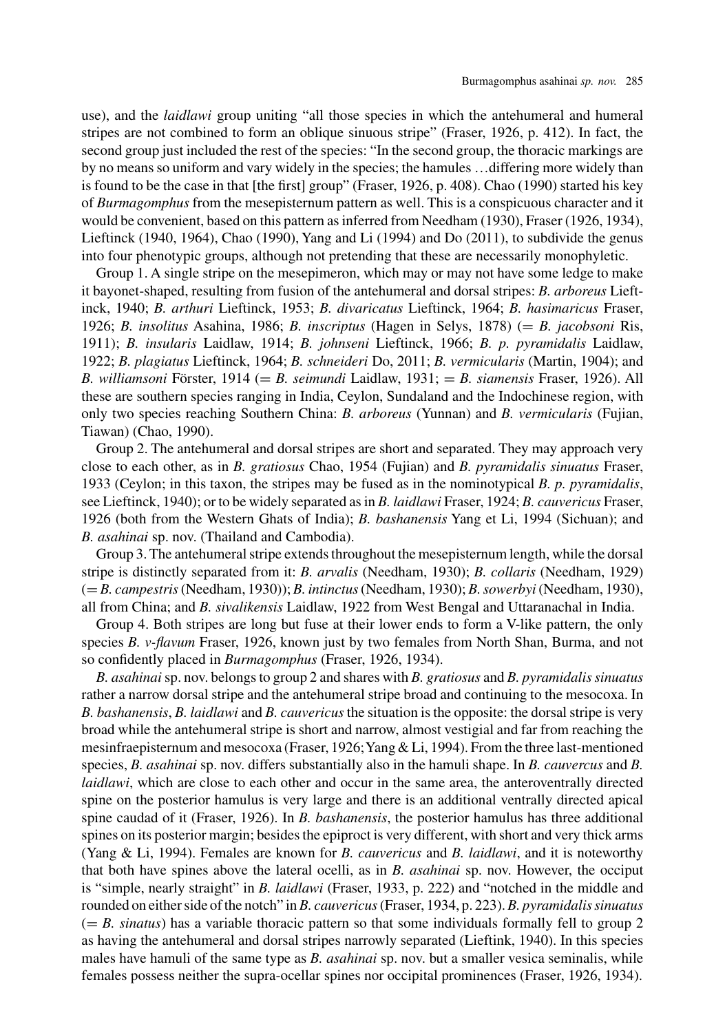use), and the *laidlawi* group uniting "all those species in which the antehumeral and humeral stripes are not combined to form an oblique sinuous stripe" (Fraser, 1926, p. 412). In fact, the second group just included the rest of the species: "In the second group, the thoracic markings are by no means so uniform and vary widely in the species; the hamules …differing more widely than is found to be the case in that [the first] group" (Fraser, 1926, p. 408). Chao (1990) started his key of *Burmagomphus* from the mesepisternum pattern as well. This is a conspicuous character and it would be convenient, based on this pattern as inferred from Needham (1930), Fraser (1926, 1934), Lieftinck (1940, 1964), Chao (1990), Yang and Li (1994) and Do (2011), to subdivide the genus into four phenotypic groups, although not pretending that these are necessarily monophyletic.

Group 1. A single stripe on the mesepimeron, which may or may not have some ledge to make it bayonet-shaped, resulting from fusion of the antehumeral and dorsal stripes: *B. arboreus* Lieftinck, 1940; *B. arthuri* Lieftinck, 1953; *B. divaricatus* Lieftinck, 1964; *B. hasimaricus* Fraser, 1926; *B. insolitus* Asahina, 1986; *B. inscriptus* (Hagen in Selys, 1878) (= *B. jacobsoni* Ris, 1911); *B. insularis* Laidlaw, 1914; *B. johnseni* Lieftinck, 1966; *B. p. pyramidalis* Laidlaw, 1922; *B. plagiatus* Lieftinck, 1964; *B. schneideri* Do, 2011; *B. vermicularis* (Martin, 1904); and *B. williamsoni* Förster, 1914 (= *B. seimundi* Laidlaw, 1931; = *B. siamensis* Fraser, 1926). All these are southern species ranging in India, Ceylon, Sundaland and the Indochinese region, with only two species reaching Southern China: *B. arboreus* (Yunnan) and *B. vermicularis* (Fujian, Tiawan) (Chao, 1990).

Group 2. The antehumeral and dorsal stripes are short and separated. They may approach very close to each other, as in *B. gratiosus* Chao, 1954 (Fujian) and *B. pyramidalis sinuatus* Fraser, 1933 (Ceylon; in this taxon, the stripes may be fused as in the nominotypical *B. p. pyramidalis*, see Lieftinck, 1940); or to be widely separated as in *B. laidlawi* Fraser, 1924; *B. cauvericus* Fraser, 1926 (both from the Western Ghats of India); *B. bashanensis* Yang et Li, 1994 (Sichuan); and *B. asahinai* sp. nov. (Thailand and Cambodia).

Group 3. The antehumeral stripe extends throughout the mesepisternum length, while the dorsal stripe is distinctly separated from it: *B. arvalis* (Needham, 1930); *B. collaris* (Needham, 1929) (= *B. campestris* (Needham, 1930)); *B. intinctus* (Needham, 1930); *B. sowerbyi* (Needham, 1930), all from China; and *B. sivalikensis* Laidlaw, 1922 from West Bengal and Uttaranachal in India.

Group 4. Both stripes are long but fuse at their lower ends to form a V-like pattern, the only species *B. v-flavum* Fraser, 1926, known just by two females from North Shan, Burma, and not so confidently placed in *Burmagomphus* (Fraser, 1926, 1934).

*B. asahinai* sp. nov. belongs to group 2 and shares with *B. gratiosus* and *B. pyramidalis sinuatus* rather a narrow dorsal stripe and the antehumeral stripe broad and continuing to the mesocoxa. In *B. bashanensis*, *B. laidlawi* and *B. cauvericus* the situation is the opposite: the dorsal stripe is very broad while the antehumeral stripe is short and narrow, almost vestigial and far from reaching the mesinfraepisternum and mesocoxa (Fraser, 1926; Yang & Li, 1994). From the three last-mentioned species, *B. asahinai* sp. nov. differs substantially also in the hamuli shape. In *B. cauvercus* and *B. laidlawi*, which are close to each other and occur in the same area, the anteroventrally directed spine on the posterior hamulus is very large and there is an additional ventrally directed apical spine caudad of it (Fraser, 1926). In *B. bashanensis*, the posterior hamulus has three additional spines on its posterior margin; besides the epiproct is very different, with short and very thick arms (Yang & Li, 1994). Females are known for *B. cauvericus* and *B. laidlawi*, and it is noteworthy that both have spines above the lateral ocelli, as in *B. asahinai* sp. nov. However, the occiput is "simple, nearly straight" in *B. laidlawi* (Fraser, 1933, p. 222) and "notched in the middle and rounded on either side of the notch" in *B. cauvericus* (Fraser, 1934, p. 223). *B. pyramidalis sinuatus* (= *B. sinatus*) has a variable thoracic pattern so that some individuals formally fell to group 2 as having the antehumeral and dorsal stripes narrowly separated (Lieftink, 1940). In this species males have hamuli of the same type as *B. asahinai* sp. nov. but a smaller vesica seminalis, while females possess neither the supra-ocellar spines nor occipital prominences (Fraser, 1926, 1934).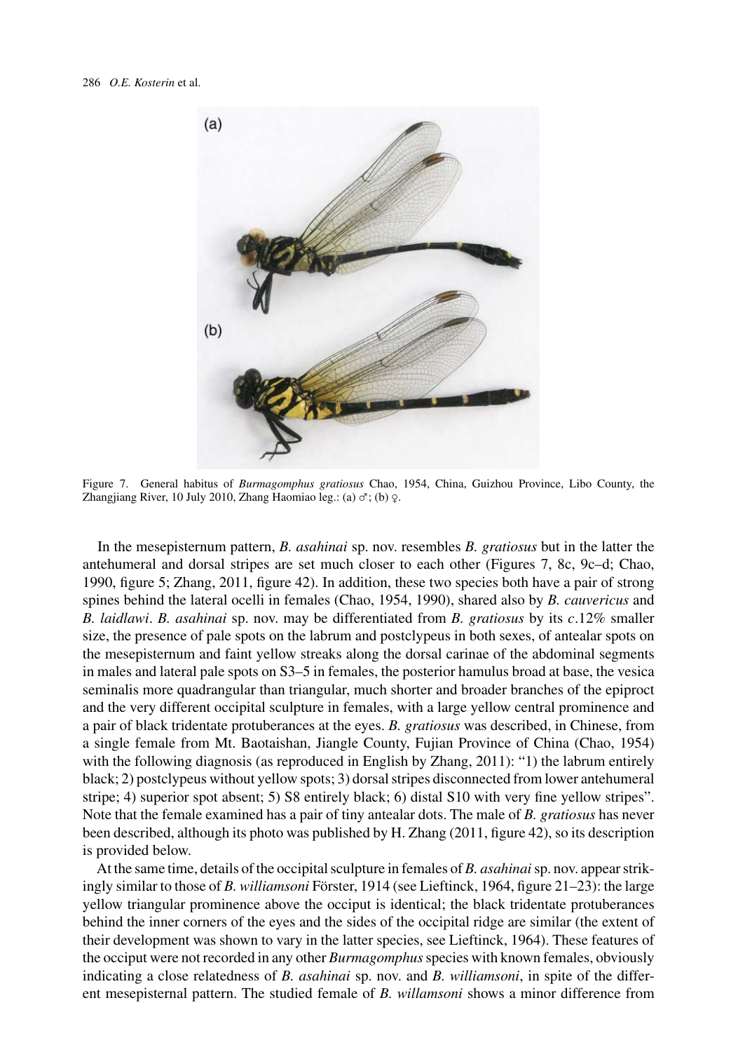Figure 7. General habitus of *Burmagomphus gratiosus* Chao, 1954, China, Guizhou Province, Libo County, the Zhangjiang River, 10 July 2010, Zhang Haomiao leg.: (a) ♂; (b) ♀.

In the mesepisternum pattern, *B. asahinai* sp. nov. resembles *B. gratiosus* but in the latter the antehumeral and dorsal stripes are set much closer to each other (Figures 7, 8c, 9c–d; Chao, 1990, figure 5; Zhang, 2011, figure 42). In addition, these two species both have a pair of strong spines behind the lateral ocelli in females (Chao, 1954, 1990), shared also by *B. cauvericus* and *B. laidlawi*. *B. asahinai* sp. nov. may be differentiated from *B. gratiosus* by its *c*.12% smaller size, the presence of pale spots on the labrum and postclypeus in both sexes, of antealar spots on the mesepisternum and faint yellow streaks along the dorsal carinae of the abdominal segments in males and lateral pale spots on S3–5 in females, the posterior hamulus broad at base, the vesica seminalis more quadrangular than triangular, much shorter and broader branches of the epiproct and the very different occipital sculpture in females, with a large yellow central prominence and a pair of black tridentate protuberances at the eyes. *B. gratiosus* was described, in Chinese, from a single female from Mt. Baotaishan, Jiangle County, Fujian Province of China (Chao, 1954) with the following diagnosis (as reproduced in English by Zhang, 2011): "1) the labrum entirely black; 2) postclypeus without yellow spots; 3) dorsal stripes disconnected from lower antehumeral stripe; 4) superior spot absent; 5) S8 entirely black; 6) distal S10 with very fine yellow stripes". Note that the female examined has a pair of tiny antealar dots. The male of *B. gratiosus* has never been described, although its photo was published by H. Zhang (2011, figure 42), so its description is provided below.

At the same time, details of the occipital sculpture in females of *B. asahinai* sp. nov. appear strikingly similar to those of *B. williamsoni* Förster, 1914 (see Lieftinck, 1964, figure 21–23): the large yellow triangular prominence above the occiput is identical; the black tridentate protuberances behind the inner corners of the eyes and the sides of the occipital ridge are similar (the extent of their development was shown to vary in the latter species, see Lieftinck, 1964). These features of the occiput were not recorded in any other *Burmagomphus* species with known females, obviously indicating a close relatedness of *B. asahinai* sp. nov. and *B. williamsoni*, in spite of the different mesepisternal pattern. The studied female of *B. willamsoni* shows a minor difference from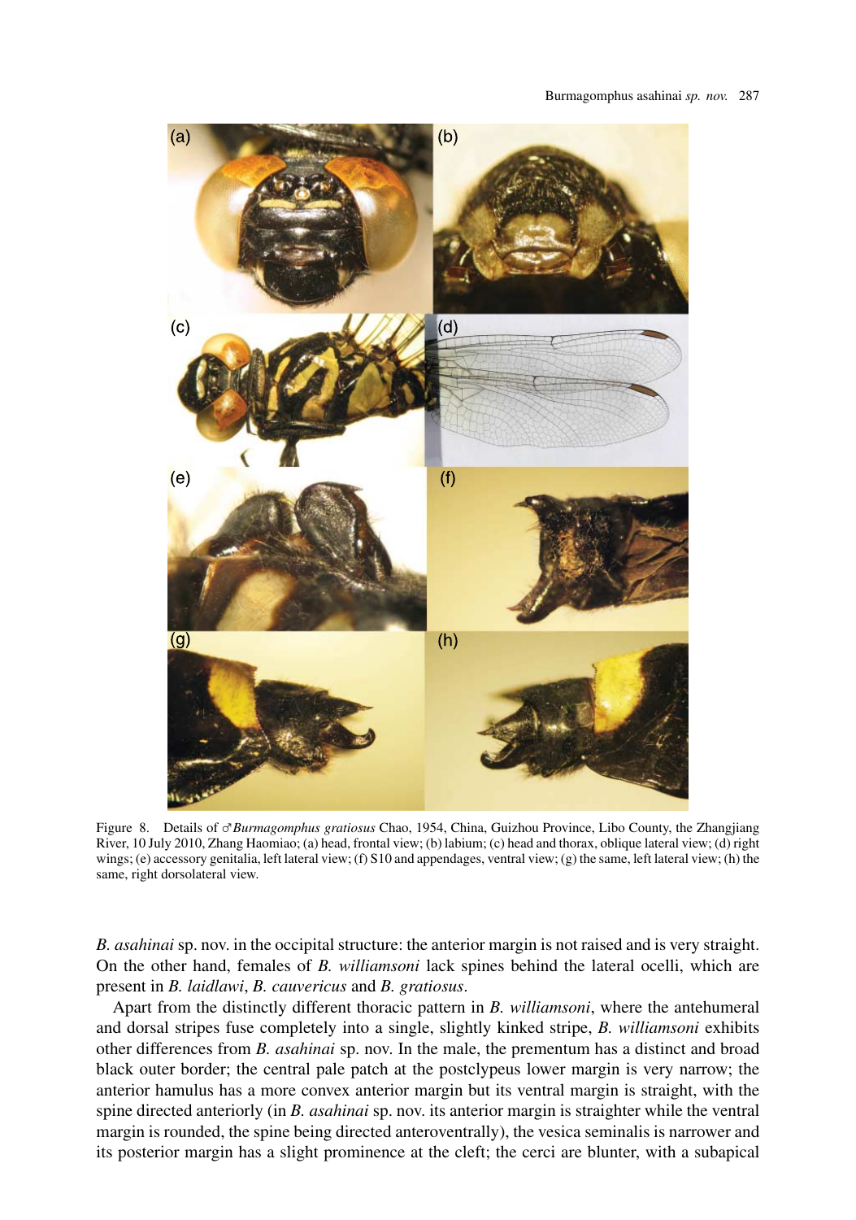Figure 8. Details of ♂*Burmagomphus gratiosus* Chao, 1954, China, Guizhou Province, Libo County, the Zhangjiang River, 10 July 2010, Zhang Haomiao; (a) head, frontal view; (b) labium; (c) head and thorax, oblique lateral view; (d) right wings; (e) accessory genitalia, left lateral view; (f) S10 and appendages, ventral view; (g) the same, left lateral view; (h) the same, right dorsolateral view.

*B. asahinai* sp. nov. in the occipital structure: the anterior margin is not raised and is very straight. On the other hand, females of *B. williamsoni* lack spines behind the lateral ocelli, which are present in *B. laidlawi*, *B. cauvericus* and *B. gratiosus*.

Apart from the distinctly different thoracic pattern in *B. williamsoni*, where the antehumeral and dorsal stripes fuse completely into a single, slightly kinked stripe, *B. williamsoni* exhibits other differences from *B. asahinai* sp. nov. In the male, the prementum has a distinct and broad black outer border; the central pale patch at the postclypeus lower margin is very narrow; the anterior hamulus has a more convex anterior margin but its ventral margin is straight, with the spine directed anteriorly (in *B. asahinai* sp. nov. its anterior margin is straighter while the ventral margin is rounded, the spine being directed anteroventrally), the vesica seminalis is narrower and its posterior margin has a slight prominence at the cleft; the cerci are blunter, with a subapical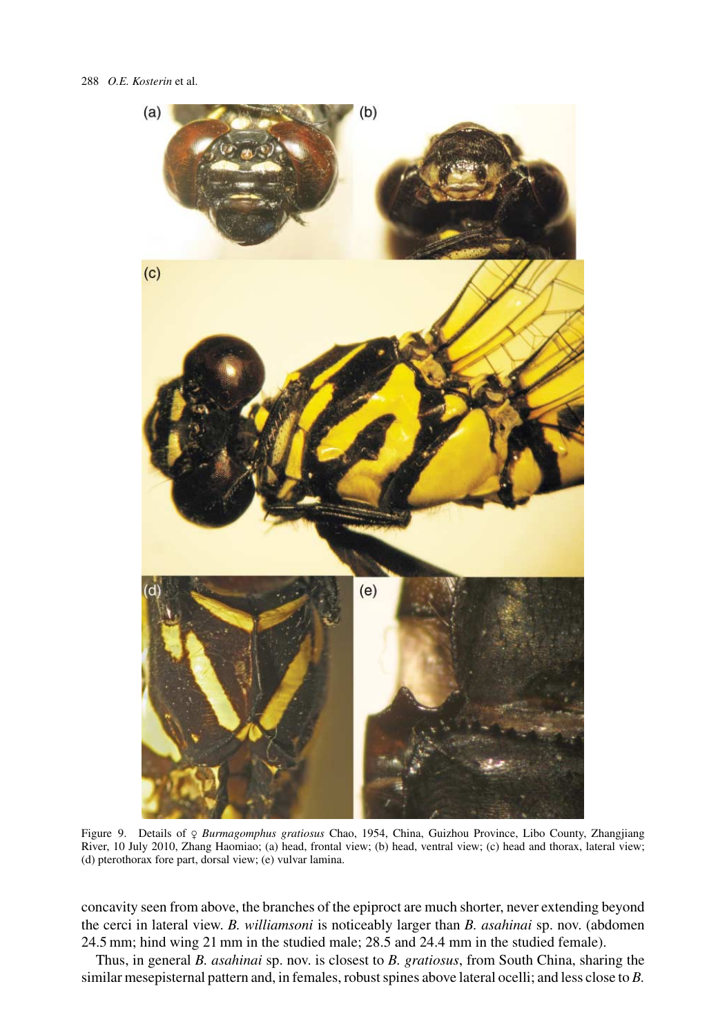Figure 9. Details of ♀ *Burmagomphus gratiosus* Chao, 1954, China, Guizhou Province, Libo County, Zhangjiang River, 10 July 2010, Zhang Haomiao; (a) head, frontal view; (b) head, ventral view; (c) head and thorax, lateral view; (d) pterothorax fore part, dorsal view; (e) vulvar lamina.

concavity seen from above, the branches of the epiproct are much shorter, never extending beyond the cerci in lateral view. *B. williamsoni* is noticeably larger than *B. asahinai* sp. nov. (abdomen 24.5 mm; hind wing 21 mm in the studied male; 28.5 and 24.4 mm in the studied female).

Thus, in general *B. asahinai* sp. nov. is closest to *B. gratiosus*, from South China, sharing the similar mesepisternal pattern and, in females, robust spines above lateral ocelli; and less close to *B.*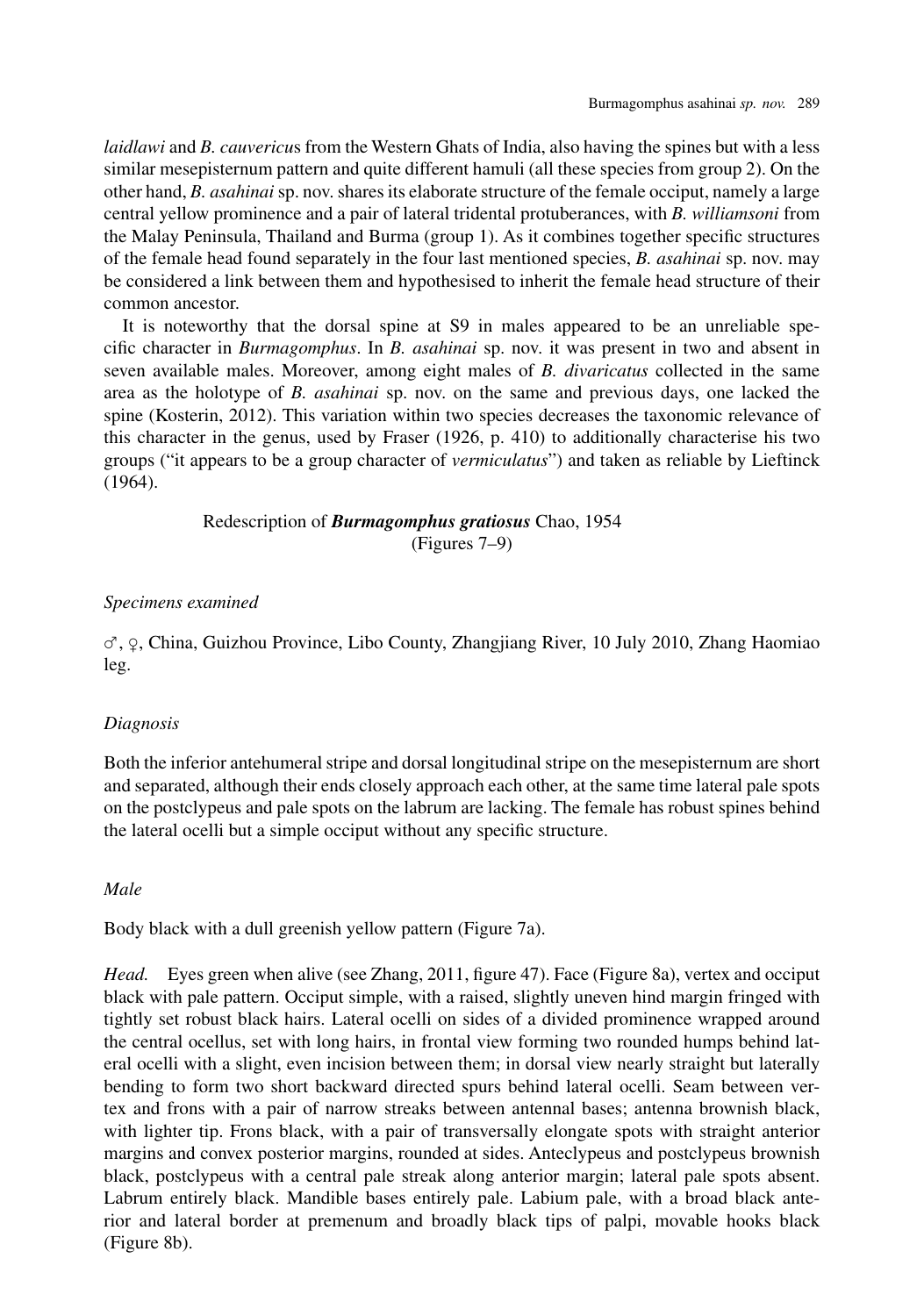*laidlawi* and *B. cauvericus* from the Western Ghats of India, also having the spines but with a less similar mesepisternum pattern and quite different hamuli (all these species from group 2). On the other hand, *B. asahinai* sp. nov. shares its elaborate structure of the female occiput, namely a large central yellow prominence and a pair of lateral tridental protuberances, with *B. williamsoni* from the Malay Peninsula, Thailand and Burma (group 1). As it combines together specific structures of the female head found separately in the four last mentioned species, *B. asahinai* sp. nov. may be considered a link between them and hypothesised to inherit the female head structure of their common ancestor.

It is noteworthy that the dorsal spine at S9 in males appeared to be an unreliable specific character in *Burmagomphus*. In *B. asahinai* sp. nov. it was present in two and absent in seven available males. Moreover, among eight males of *B. divaricatus* collected in the same area as the holotype of *B. asahinai* sp. nov. on the same and previous days, one lacked the spine (Kosterin, 2012). This variation within two species decreases the taxonomic relevance of this character in the genus, used by Fraser (1926, p. 410) to additionally characterise his two groups ("it appears to be a group character of *vermiculatus*") and taken as reliable by Lieftinck (1964).

## Redescription of ***Burmagomphus gratiosus*** Chao, 1954
(Figures 7–9)

### *Specimens examined*

♂, ♀, China, Guizhou Province, Libo County, Zhangjiang River, 10 July 2010, Zhang Haomiao leg.

### *Diagnosis*

Both the inferior antehumeral stripe and dorsal longitudinal stripe on the mesepisternum are short and separated, although their ends closely approach each other, at the same time lateral pale spots on the postclypeus and pale spots on the labrum are lacking. The female has robust spines behind the lateral ocelli but a simple occiput without any specific structure.

### *Male*

Body black with a dull greenish yellow pattern (Figure 7a).

*Head.* Eyes green when alive (see Zhang, 2011, figure 47). Face (Figure 8a), vertex and occiput black with pale pattern. Occiput simple, with a raised, slightly uneven hind margin fringed with tightly set robust black hairs. Lateral ocelli on sides of a divided prominence wrapped around the central ocellus, set with long hairs, in frontal view forming two rounded humps behind lateral ocelli with a slight, even incision between them; in dorsal view nearly straight but laterally bending to form two short backward directed spurs behind lateral ocelli. Seam between vertex and frons with a pair of narrow streaks between antennal bases; antenna brownish black, with lighter tip. Frons black, with a pair of transversally elongate spots with straight anterior margins and convex posterior margins, rounded at sides. Anteclypeus and postclypeus brownish black, postclypeus with a central pale streak along anterior margin; lateral pale spots absent. Labrum entirely black. Mandible bases entirely pale. Labium pale, with a broad black anterior and lateral border at premenum and broadly black tips of palpi, movable hooks black (Figure 8b).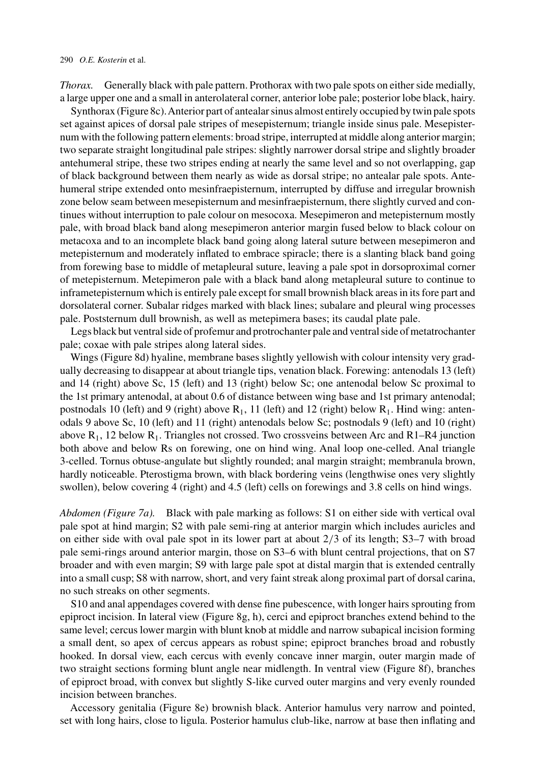*Thorax.* Generally black with pale pattern. Prothorax with two pale spots on either side medially, a large upper one and a small in anterolateral corner, anterior lobe pale; posterior lobe black, hairy.

Synthorax (Figure 8c). Anterior part of antealar sinus almost entirely occupied by twin pale spots set against apices of dorsal pale stripes of mesepisternum; triangle inside sinus pale. Mesepisternum with the following pattern elements: broad stripe, interrupted at middle along anterior margin; two separate straight longitudinal pale stripes: slightly narrower dorsal stripe and slightly broader antehumeral stripe, these two stripes ending at nearly the same level and so not overlapping, gap of black background between them nearly as wide as dorsal stripe; no antealar pale spots. Antehumeral stripe extended onto mesinfraepisternum, interrupted by diffuse and irregular brownish zone below seam between mesepisternum and mesinfraepisternum, there slightly curved and continues without interruption to pale colour on mesocoxa. Mesepimeron and metepisternum mostly pale, with broad black band along mesepimeron anterior margin fused below to black colour on metacoxa and to an incomplete black band going along lateral suture between mesepimeron and metepisternum and moderately inflated to embrace spiracle; there is a slanting black band going from forewing base to middle of metapleural suture, leaving a pale spot in dorsoproximal corner of metepisternum. Metepimeron pale with a black band along metapleural suture to continue to inframetepisternum which is entirely pale except for small brownish black areas in its fore part and dorsolateral corner. Subalar ridges marked with black lines; subalare and pleural wing processes pale. Poststernum dull brownish, as well as metepimera bases; its caudal plate pale.

Legs black but ventral side of profemur and protrochanter pale and ventral side of metatrochanter pale; coxae with pale stripes along lateral sides.

Wings (Figure 8d) hyaline, membrane bases slightly yellowish with colour intensity very gradually decreasing to disappear at about triangle tips, venation black. Forewing: antenodals 13 (left) and 14 (right) above Sc, 15 (left) and 13 (right) below Sc; one antenodal below Sc proximal to the 1st primary antenodal, at about 0.6 of distance between wing base and 1st primary antenodal; postnodals 10 (left) and 9 (right) above $R_1$, 11 (left) and 12 (right) below $R_1$. Hind wing: antenodals 9 above Sc, 10 (left) and 11 (right) antenodals below Sc; postnodals 9 (left) and 10 (right) above $R_1$, 12 below $R_1$. Triangles not crossed. Two crossveins between Arc and R1–R4 junction both above and below Rs on forewing, one on hind wing. Anal loop one-celled. Anal triangle 3-celled. Tornus obtuse-angulate but slightly rounded; anal margin straight; membranula brown, hardly noticeable. Pterostigma brown, with black bordering veins (lengthwise ones very slightly swollen), below covering 4 (right) and 4.5 (left) cells on forewings and 3.8 cells on hind wings.

*Abdomen (Figure 7a).* Black with pale marking as follows: S1 on either side with vertical oval pale spot at hind margin; S2 with pale semi-ring at anterior margin which includes auricles and on either side with oval pale spot in its lower part at about 2/3 of its length; S3–7 with broad pale semi-rings around anterior margin, those on S3–6 with blunt central projections, that on S7 broader and with even margin; S9 with large pale spot at distal margin that is extended centrally into a small cusp; S8 with narrow, short, and very faint streak along proximal part of dorsal carina, no such streaks on other segments.

S10 and anal appendages covered with dense fine pubescence, with longer hairs sprouting from epiproct incision. In lateral view (Figure 8g, h), cerci and epiproct branches extend behind to the same level; cercus lower margin with blunt knob at middle and narrow subapical incision forming a small dent, so apex of cercus appears as robust spine; epiproct branches broad and robustly hooked. In dorsal view, each cercus with evenly concave inner margin, outer margin made of two straight sections forming blunt angle near midlength. In ventral view (Figure 8f), branches of epiproct broad, with convex but slightly S-like curved outer margins and very evenly rounded incision between branches.

Accessory genitalia (Figure 8e) brownish black. Anterior hamulus very narrow and pointed, set with long hairs, close to ligula. Posterior hamulus club-like, narrow at base then inflating and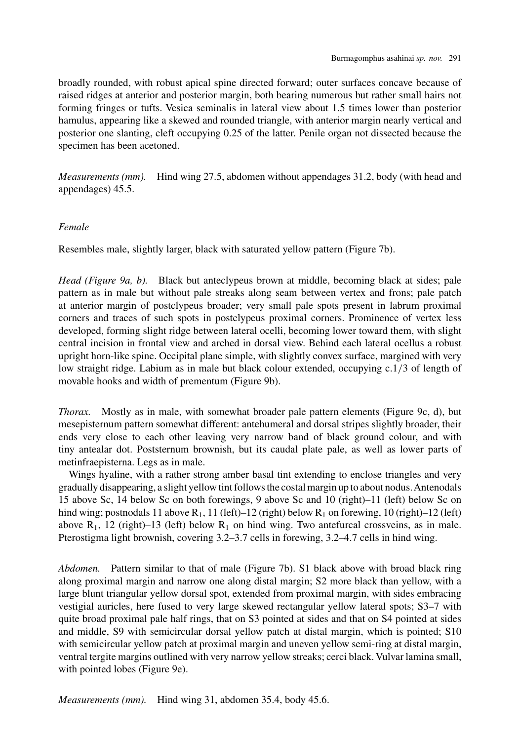broadly rounded, with robust apical spine directed forward; outer surfaces concave because of raised ridges at anterior and posterior margin, both bearing numerous but rather small hairs not forming fringes or tufts. Vesica seminalis in lateral view about 1.5 times lower than posterior hamulus, appearing like a skewed and rounded triangle, with anterior margin nearly vertical and posterior one slanting, cleft occupying 0.25 of the latter. Penile organ not dissected because the specimen has been acetoned.

*Measurements (mm).* Hind wing 27.5, abdomen without appendages 31.2, body (with head and appendages) 45.5.

*Female*

Resembles male, slightly larger, black with saturated yellow pattern (Figure 7b).

*Head (Figure 9a, b).* Black but anteclypeus brown at middle, becoming black at sides; pale pattern as in male but without pale streaks along seam between vertex and frons; pale patch at anterior margin of postclypeus broader; very small pale spots present in labrum proximal corners and traces of such spots in postclypeus proximal corners. Prominence of vertex less developed, forming slight ridge between lateral ocelli, becoming lower toward them, with slight central incision in frontal view and arched in dorsal view. Behind each lateral ocellus a robust upright horn-like spine. Occipital plane simple, with slightly convex surface, margined with very low straight ridge. Labium as in male but black colour extended, occupying c.1/3 of length of movable hooks and width of prementum (Figure 9b).

*Thorax.* Mostly as in male, with somewhat broader pale pattern elements (Figure 9c, d), but mesepisternum pattern somewhat different: antehumeral and dorsal stripes slightly broader, their ends very close to each other leaving very narrow band of black ground colour, and with tiny antealar dot. Poststernum brownish, but its caudal plate pale, as well as lower parts of metinfraepisterna. Legs as in male.

Wings hyaline, with a rather strong amber basal tint extending to enclose triangles and very gradually disappearing, a slight yellow tint follows the costal margin up to about nodus. Antenodals 15 above Sc, 14 below Sc on both forewings, 9 above Sc and 10 (right)–11 (left) below Sc on hind wing; postnodals 11 above $R_1$, 11 (left)–12 (right) below $R_1$ on forewing, 10 (right)–12 (left) above $R_1$, 12 (right)–13 (left) below $R_1$ on hind wing. Two antefurcal crossveins, as in male. Pterostigma light brownish, covering 3.2–3.7 cells in forewing, 3.2–4.7 cells in hind wing.

*Abdomen.* Pattern similar to that of male (Figure 7b). S1 black above with broad black ring along proximal margin and narrow one along distal margin; S2 more black than yellow, with a large blunt triangular yellow dorsal spot, extended from proximal margin, with sides embracing vestigial auricles, here fused to very large skewed rectangular yellow lateral spots; S3–7 with quite broad proximal pale half rings, that on S3 pointed at sides and that on S4 pointed at sides and middle, S9 with semicircular dorsal yellow patch at distal margin, which is pointed; S10 with semicircular yellow patch at proximal margin and uneven yellow semi-ring at distal margin, ventral tergite margins outlined with very narrow yellow streaks; cerci black. Vulvar lamina small, with pointed lobes (Figure 9e).

*Measurements (mm).* Hind wing 31, abdomen 35.4, body 45.6.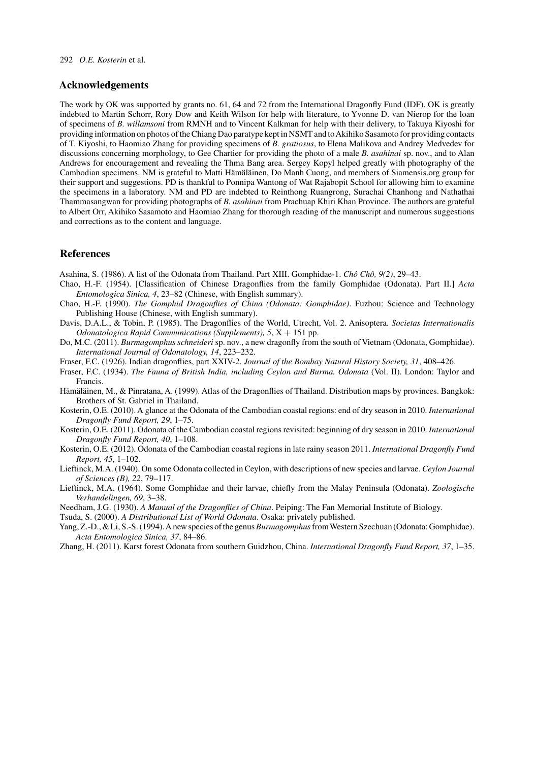## Acknowledgements

The work by OK was supported by grants no. 61, 64 and 72 from the International Dragonfly Fund (IDF). OK is greatly indebted to Martin Schorr, Rory Dow and Keith Wilson for help with literature, to Yvonne D. van Nierop for the loan of specimens of *B. willamsoni* from RMNH and to Vincent Kalkman for help with their delivery, to Takuya Kiyoshi for providing information on photos of the Chiang Dao paratype kept in NSMT and to Akihiko Sasamoto for providing contacts of T. Kiyoshi, to Haomiao Zhang for providing specimens of *B. gratiosus*, to Elena Malikova and Andrey Medvedev for discussions concerning morphology, to Gee Chartier for providing the photo of a male *B. asahinai* sp. nov., and to Alan Andrews for encouragement and revealing the Thma Bang area. Sergey Kopyl helped greatly with photography of the Cambodian specimens. NM is grateful to Matti Hämäläinen, Do Manh Cuong, and members of Siamensis.org group for their support and suggestions. PD is thankful to Ponnipa Wantong of Wat Rajabopit School for allowing him to examine the specimens in a laboratory. NM and PD are indebted to Reinthong Ruangrong, Surachai Chanhong and Nathathai Thammasangwan for providing photographs of *B. asahinai* from Prachuap Khiri Khan Province. The authors are grateful to Albert Orr, Akihiko Sasamoto and Haomiao Zhang for thorough reading of the manuscript and numerous suggestions and corrections as to the content and language.

## References

Asahina, S. (1986). A list of the Odonata from Thailand. Part XIII. Gomphidae-1. *Chô Chô, 9(2)*, 29–43.

Chao, H.-F. (1954). [Classification of Chinese Dragonflies from the family Gomphidae (Odonata). Part II.] *Acta Entomologica Sinica, 4*, 23–82 (Chinese, with English summary).

Chao, H.-F. (1990). *The Gomphid Dragonflies of China (Odonata: Gomphidae)*. Fuzhou: Science and Technology Publishing House (Chinese, with English summary).

Davis, D.A.L., & Tobin, P. (1985). The Dragonflies of the World, Utrecht, Vol. 2. Anisoptera. *Societas Internationalis Odonatologica Rapid Communications (Supplements), 5*, X + 151 pp.

Do, M.C. (2011). *Burmagomphus schneideri* sp. nov., a new dragonfly from the south of Vietnam (Odonata, Gomphidae). *International Journal of Odonatology, 14*, 223–232.

Fraser, F.C. (1926). Indian dragonflies, part XXIV-2. *Journal of the Bombay Natural History Society, 31*, 408–426.

Fraser, F.C. (1934). *The Fauna of British India, including Ceylon and Burma. Odonata* (Vol. II). London: Taylor and Francis.

Hämäläinen, M., & Pinratana, A. (1999). Atlas of the Dragonflies of Thailand. Distribution maps by provinces. Bangkok: Brothers of St. Gabriel in Thailand.

Kosterin, O.E. (2010). A glance at the Odonata of the Cambodian coastal regions: end of dry season in 2010. *International Dragonfly Fund Report, 29*, 1–75.

Kosterin, O.E. (2011). Odonata of the Cambodian coastal regions revisited: beginning of dry season in 2010. *International Dragonfly Fund Report, 40*, 1–108.

Kosterin, O.E. (2012). Odonata of the Cambodian coastal regions in late rainy season 2011. *International Dragonfly Fund Report, 45*, 1–102.

Lieftinck, M.A. (1940). On some Odonata collected in Ceylon, with descriptions of new species and larvae. *Ceylon Journal of Sciences (B), 22*, 79–117.

Lieftinck, M.A. (1964). Some Gomphidae and their larvae, chiefly from the Malay Peninsula (Odonata). *Zoologische Verhandelingen, 69*, 3–38.

Needham, J.G. (1930). *A Manual of the Dragonflies of China*. Peiping: The Fan Memorial Institute of Biology.

Tsuda, S. (2000). *A Distributional List of World Odonata*. Osaka: privately published.

Yang, Z.-D., & Li, S.-S. (1994). A new species of the genus *Burmagomphus* from Western Szechuan (Odonata: Gomphidae). *Acta Entomologica Sinica, 37*, 84–86.

Zhang, H. (2011). Karst forest Odonata from southern Guidzhou, China. *International Dragonfly Fund Report, 37*, 1–35.